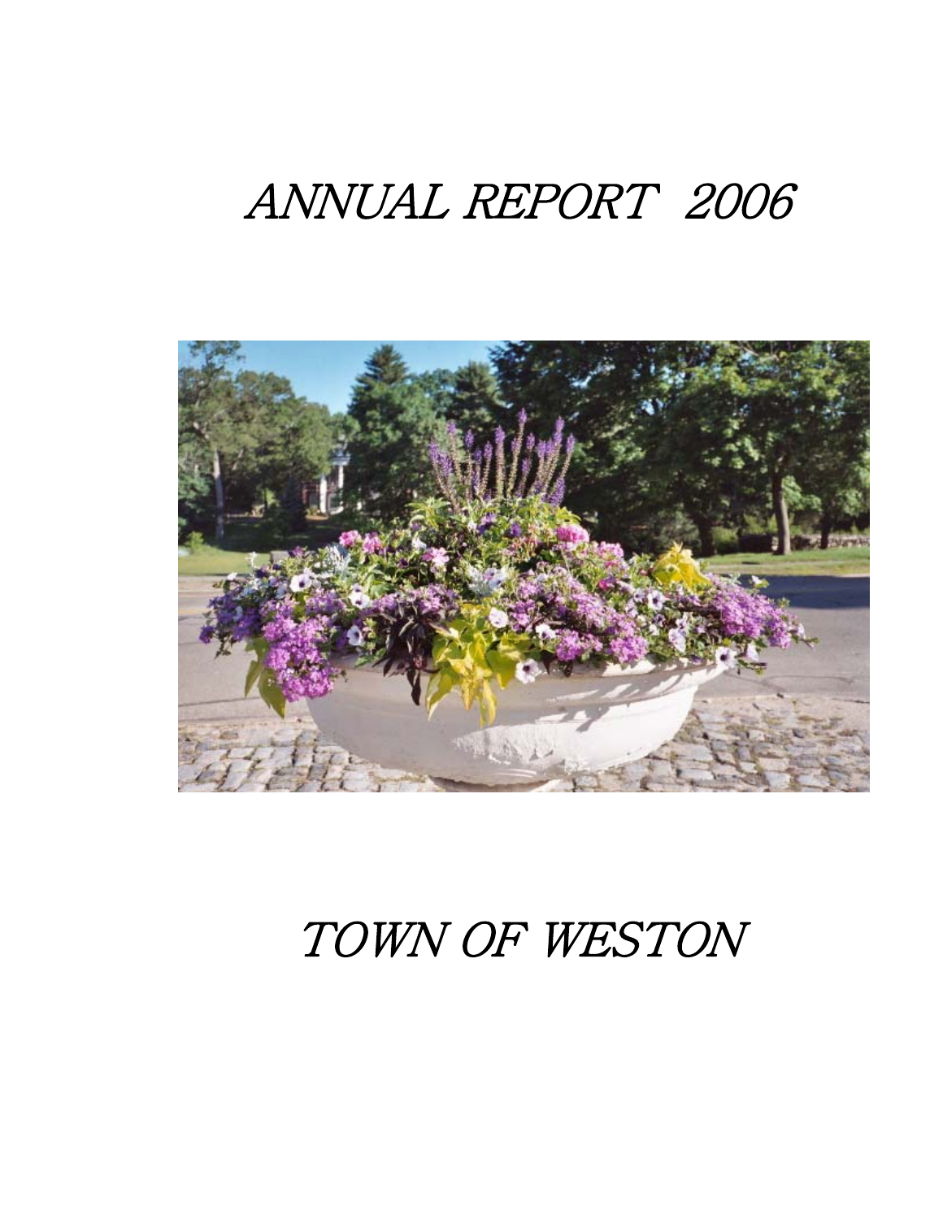# ANNUAL REPORT 2006

# TOWN OF WESTON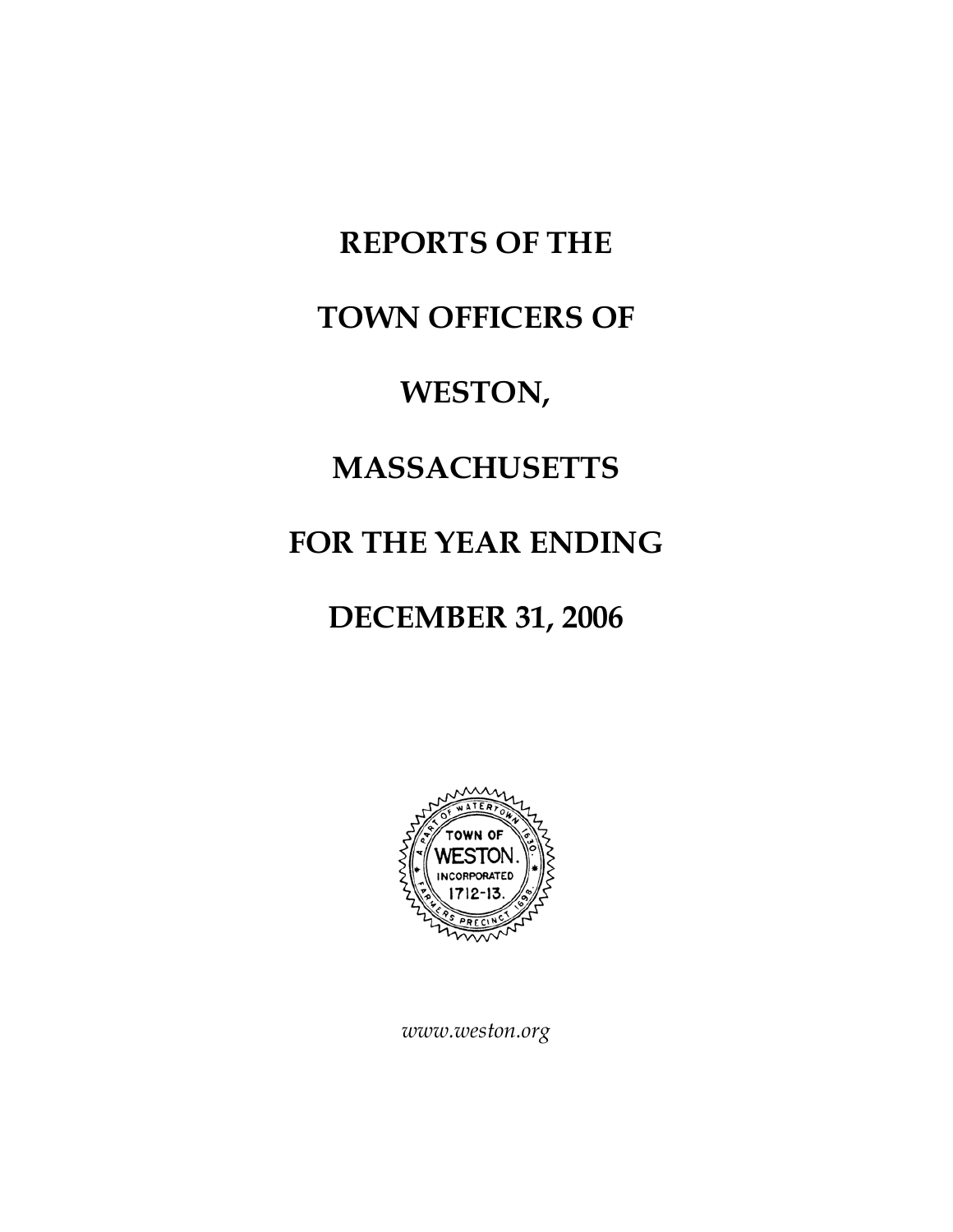# REPORTS OF THE

# TOWN OFFICERS OF

# WESTON,

# MASSACHUSETTS

# FOR THE YEAR ENDING

# DECEMBER 31, 2006

*www.weston.org*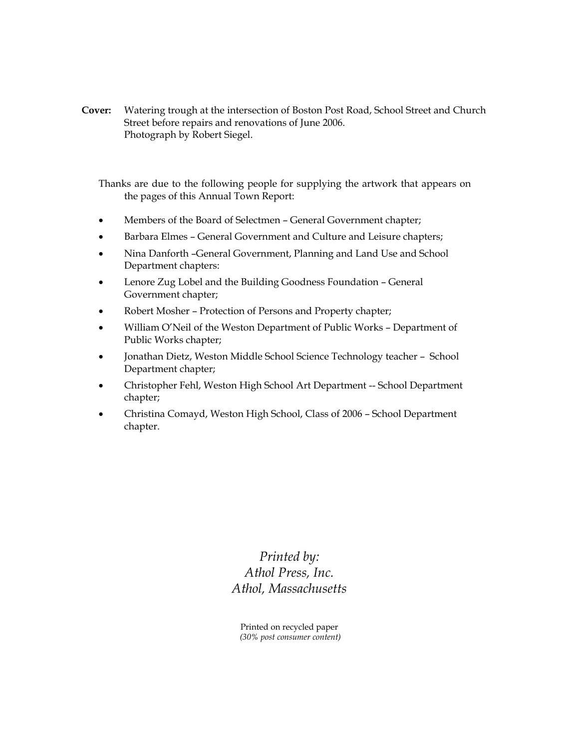**Cover:** Watering trough at the intersection of Boston Post Road, School Street and Church Street before repairs and renovations of June 2006.
Photograph by Robert Siegel.

Thanks are due to the following people for supplying the artwork that appears on the pages of this Annual Town Report:

- Members of the Board of Selectmen – General Government chapter;
- Barbara Elmes – General Government and Culture and Leisure chapters;
- Nina Danforth –General Government, Planning and Land Use and School Department chapters:
- Lenore Zug Lobel and the Building Goodness Foundation – General Government chapter;
- Robert Mosher – Protection of Persons and Property chapter;
- William O'Neil of the Weston Department of Public Works – Department of Public Works chapter;
- Jonathan Dietz, Weston Middle School Science Technology teacher – School Department chapter;
- Christopher Fehl, Weston High School Art Department -- School Department chapter;
- Christina Comayd, Weston High School, Class of 2006 – School Department chapter.

*Printed by:*
*Athol Press, Inc.*
*Athol, Massachusetts*

Printed on recycled paper
*(30% post consumer content)*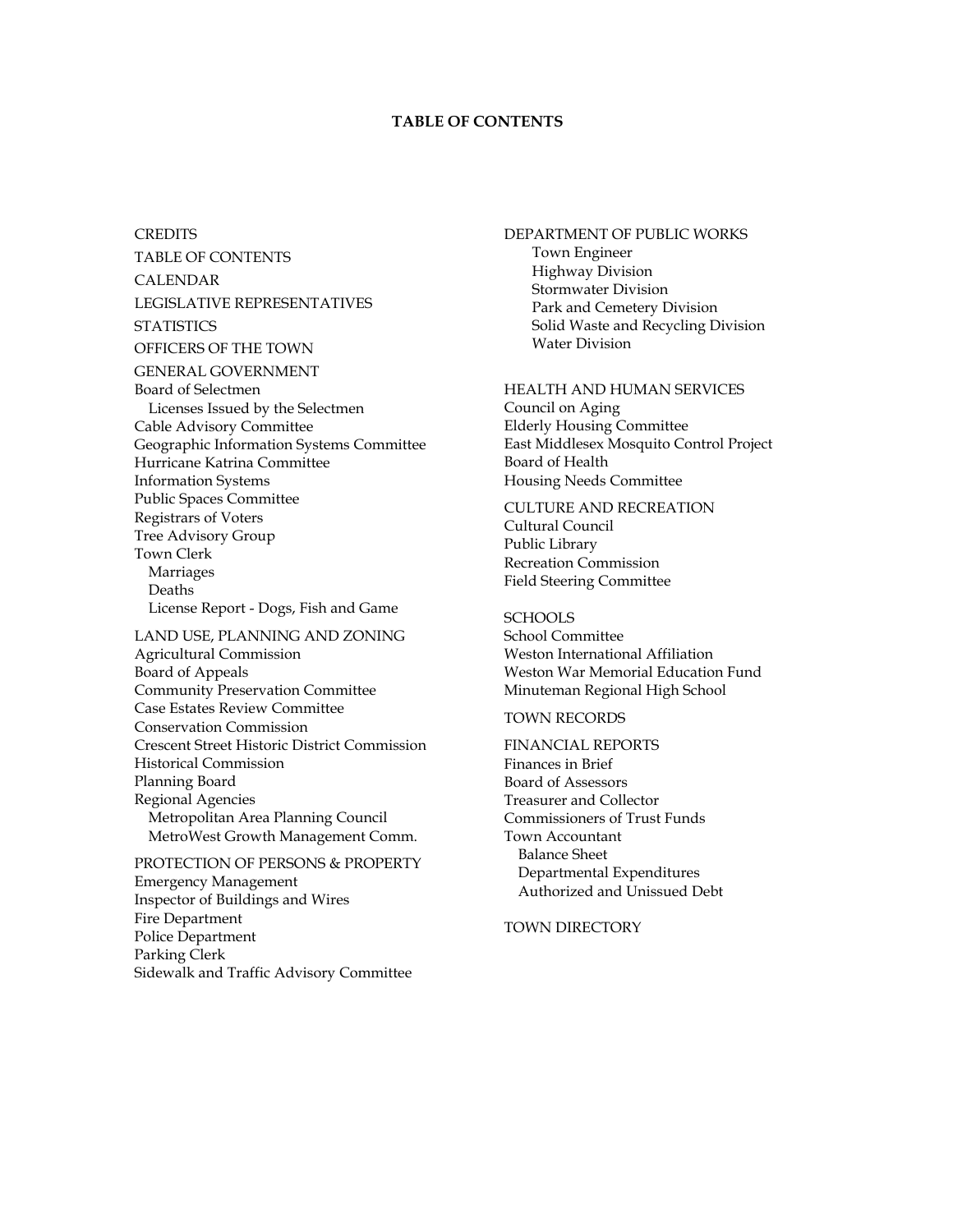# TABLE OF CONTENTS

CREDITS

TABLE OF CONTENTS

CALENDAR

LEGISLATIVE REPRESENTATIVES

STATISTICS

OFFICERS OF THE TOWN

GENERAL GOVERNMENT
- Board of Selectmen
  - Licenses Issued by the Selectmen
- Cable Advisory Committee
- Geographic Information Systems Committee
- Hurricane Katrina Committee
- Information Systems
- Public Spaces Committee
- Registrars of Voters
- Tree Advisory Group
- Town Clerk
  - Marriages
  - Deaths
  - License Report - Dogs, Fish and Game

LAND USE, PLANNING AND ZONING
- Agricultural Commission
- Board of Appeals
- Community Preservation Committee
- Case Estates Review Committee
- Conservation Commission
- Crescent Street Historic District Commission
- Historical Commission
- Planning Board
- Regional Agencies
  - Metropolitan Area Planning Council
  - MetroWest Growth Management Comm.

PROTECTION OF PERSONS & PROPERTY
- Emergency Management
- Inspector of Buildings and Wires
- Fire Department
- Police Department
- Parking Clerk
- Sidewalk and Traffic Advisory Committee

DEPARTMENT OF PUBLIC WORKS
- Town Engineer
- Highway Division
- Stormwater Division
- Park and Cemetery Division
- Solid Waste and Recycling Division
- Water Division

HEALTH AND HUMAN SERVICES
- Council on Aging
- Elderly Housing Committee
- East Middlesex Mosquito Control Project
- Board of Health
- Housing Needs Committee

CULTURE AND RECREATION
- Cultural Council
- Public Library
- Recreation Commission
- Field Steering Committee

SCHOOLS
- School Committee
- Weston International Affiliation
- Weston War Memorial Education Fund
- Minuteman Regional High School

TOWN RECORDS

FINANCIAL REPORTS
- Finances in Brief
- Board of Assessors
- Treasurer and Collector
- Commissioners of Trust Funds
- Town Accountant
  - Balance Sheet
  - Departmental Expenditures
  - Authorized and Unissued Debt

TOWN DIRECTORY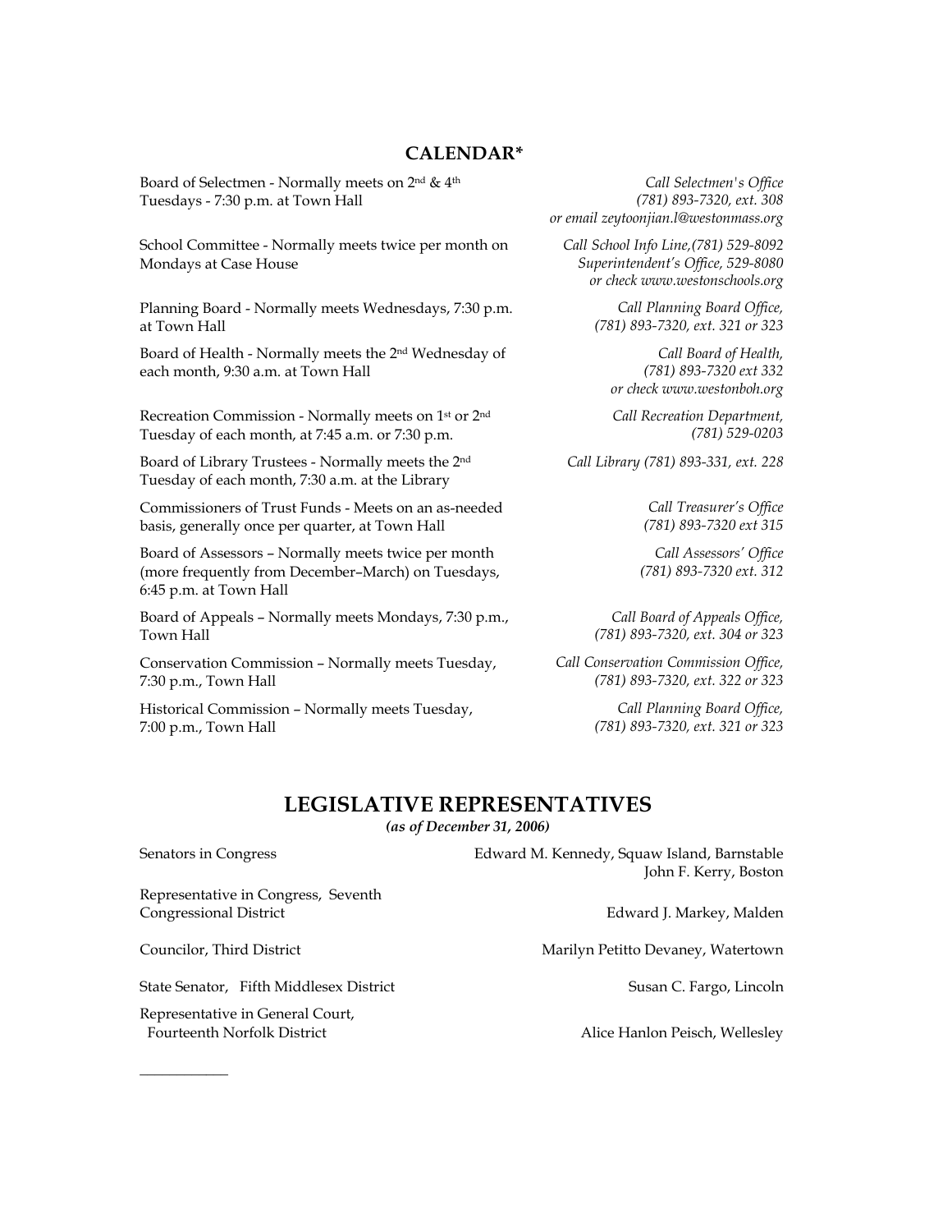## CALENDAR*

| | |
|---|---|
| Board of Selectmen - Normally meets on 2nd & 4th Tuesdays - 7:30 p.m. at Town Hall | *Call Selectmen's Office (781) 893-7320, ext. 308 or email zeytoonjian.l@westonmass.org* |
| School Committee - Normally meets twice per month on Mondays at Case House | *Call School Info Line,(781) 529-8092 Superintendent's Office, 529-8080 or check www.westonschools.org* |
| Planning Board - Normally meets Wednesdays, 7:30 p.m. at Town Hall | *Call Planning Board Office, (781) 893-7320, ext. 321 or 323* |
| Board of Health - Normally meets the 2nd Wednesday of each month, 9:30 a.m. at Town Hall | *Call Board of Health, (781) 893-7320 ext 332 or check www.westonboh.org* |
| Recreation Commission - Normally meets on 1st or 2nd Tuesday of each month, at 7:45 a.m. or 7:30 p.m. | *Call Recreation Department, (781) 529-0203* |
| Board of Library Trustees - Normally meets the 2nd Tuesday of each month, 7:30 a.m. at the Library | *Call Library (781) 893-331, ext. 228* |
| Commissioners of Trust Funds - Meets on an as-needed basis, generally once per quarter, at Town Hall | *Call Treasurer's Office (781) 893-7320 ext 315* |
| Board of Assessors – Normally meets twice per month (more frequently from December–March) on Tuesdays, 6:45 p.m. at Town Hall | *Call Assessors' Office (781) 893-7320 ext. 312* |
| Board of Appeals – Normally meets Mondays, 7:30 p.m., Town Hall | *Call Board of Appeals Office, (781) 893-7320, ext. 304 or 323* |
| Conservation Commission – Normally meets Tuesday, 7:30 p.m., Town Hall | *Call Conservation Commission Office, (781) 893-7320, ext. 322 or 323* |
| Historical Commission – Normally meets Tuesday, 7:00 p.m., Town Hall | *Call Planning Board Office, (781) 893-7320, ext. 321 or 323* |

## LEGISLATIVE REPRESENTATIVES

***(as of December 31, 2006)***

| | |
|---|---|
| Senators in Congress | Edward M. Kennedy, Squaw Island, Barnstable<br>John F. Kerry, Boston |
| Representative in Congress, Seventh Congressional District | Edward J. Markey, Malden |
| Councilor, Third District | Marilyn Petitto Devaney, Watertown |
| State Senator, Fifth Middlesex District | Susan C. Fargo, Lincoln |
| Representative in General Court, Fourteenth Norfolk District | Alice Hanlon Peisch, Wellesley |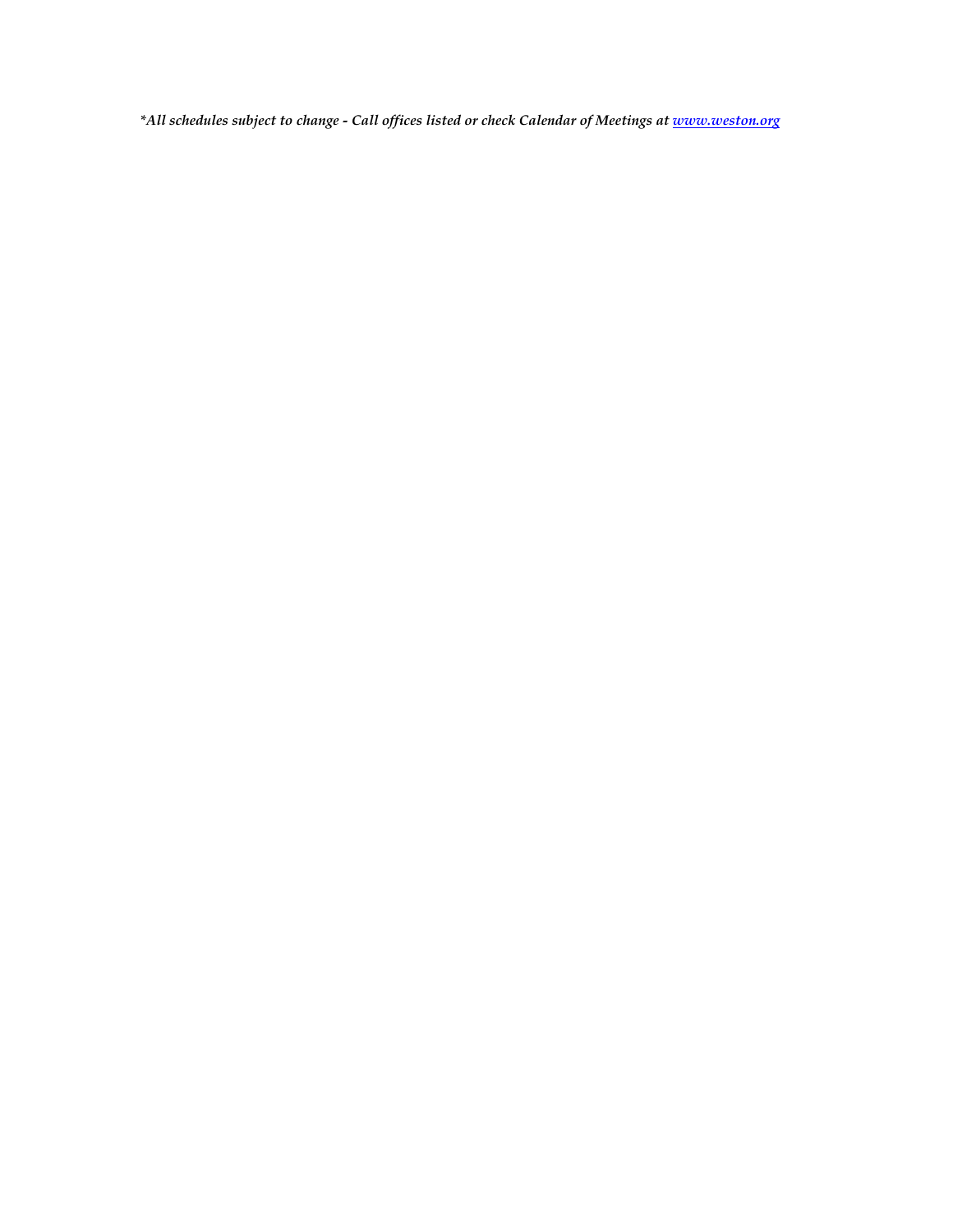*\*All schedules subject to change - Call offices listed or check Calendar of Meetings at [www.weston.org](http://www.weston.org)*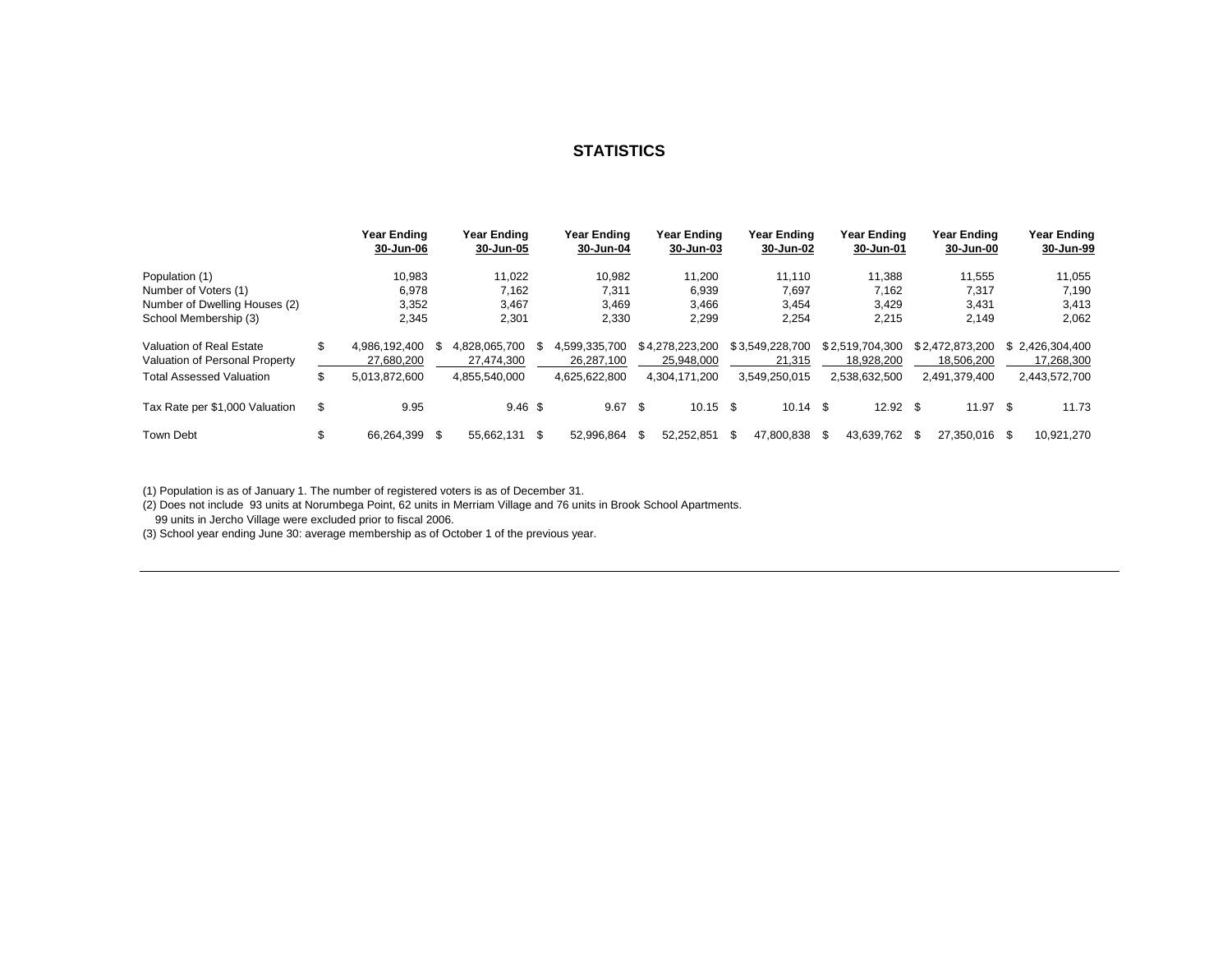# STATISTICS

| | Year Ending 30-Jun-06 | Year Ending 30-Jun-05 | Year Ending 30-Jun-04 | Year Ending 30-Jun-03 | Year Ending 30-Jun-02 | Year Ending 30-Jun-01 | Year Ending 30-Jun-00 | Year Ending 30-Jun-99 |
|---|---|---|---|---|---|---|---|---|
| Population (1) | 10,983 | 11,022 | 10,982 | 11,200 | 11,110 | 11,388 | 11,555 | 11,055 |
| Number of Voters (1) | 6,978 | 7,162 | 7,311 | 6,939 | 7,697 | 7,162 | 7,317 | 7,190 |
| Number of Dwelling Houses (2) | 3,352 | 3,467 | 3,469 | 3,466 | 3,454 | 3,429 | 3,431 | 3,413 |
| School Membership (3) | 2,345 | 2,301 | 2,330 | 2,299 | 2,254 | 2,215 | 2,149 | 2,062 |
| Valuation of Real Estate | $ 4,986,192,400 | $ 4,828,065,700 | $ 4,599,335,700 | $ 4,278,223,200 | $ 3,549,228,700 | $ 2,519,704,300 | $ 2,472,873,200 | $ 2,426,304,400 |
| Valuation of Personal Property | 27,680,200 | 27,474,300 | 26,287,100 | 25,948,000 | 21,315 | 18,928,200 | 18,506,200 | 17,268,300 |
| Total Assessed Valuation | $ 5,013,872,600 | 4,855,540,000 | 4,625,622,800 | 4,304,171,200 | 3,549,250,015 | 2,538,632,500 | 2,491,379,400 | 2,443,572,700 |
| Tax Rate per $1,000 Valuation | $ 9.95 | 9.46 | $ 9.67 | $ 10.15 | $ 10.14 | $ 12.92 | $ 11.97 | $ 11.73 |
| Town Debt | $ 66,264,399 | $ 55,662,131 | $ 52,996,864 | $ 52,252,851 | $ 47,800,838 | $ 43,639,762 | $ 27,350,016 | $ 10,921,270 |

(1) Population is as of January 1. The number of registered voters is as of December 31.

(2) Does not include 93 units at Norumbega Point, 62 units in Merriam Village and 76 units in Brook School Apartments.
99 units in Jercho Village were excluded prior to fiscal 2006.

(3) School year ending June 30: average membership as of October 1 of the previous year.